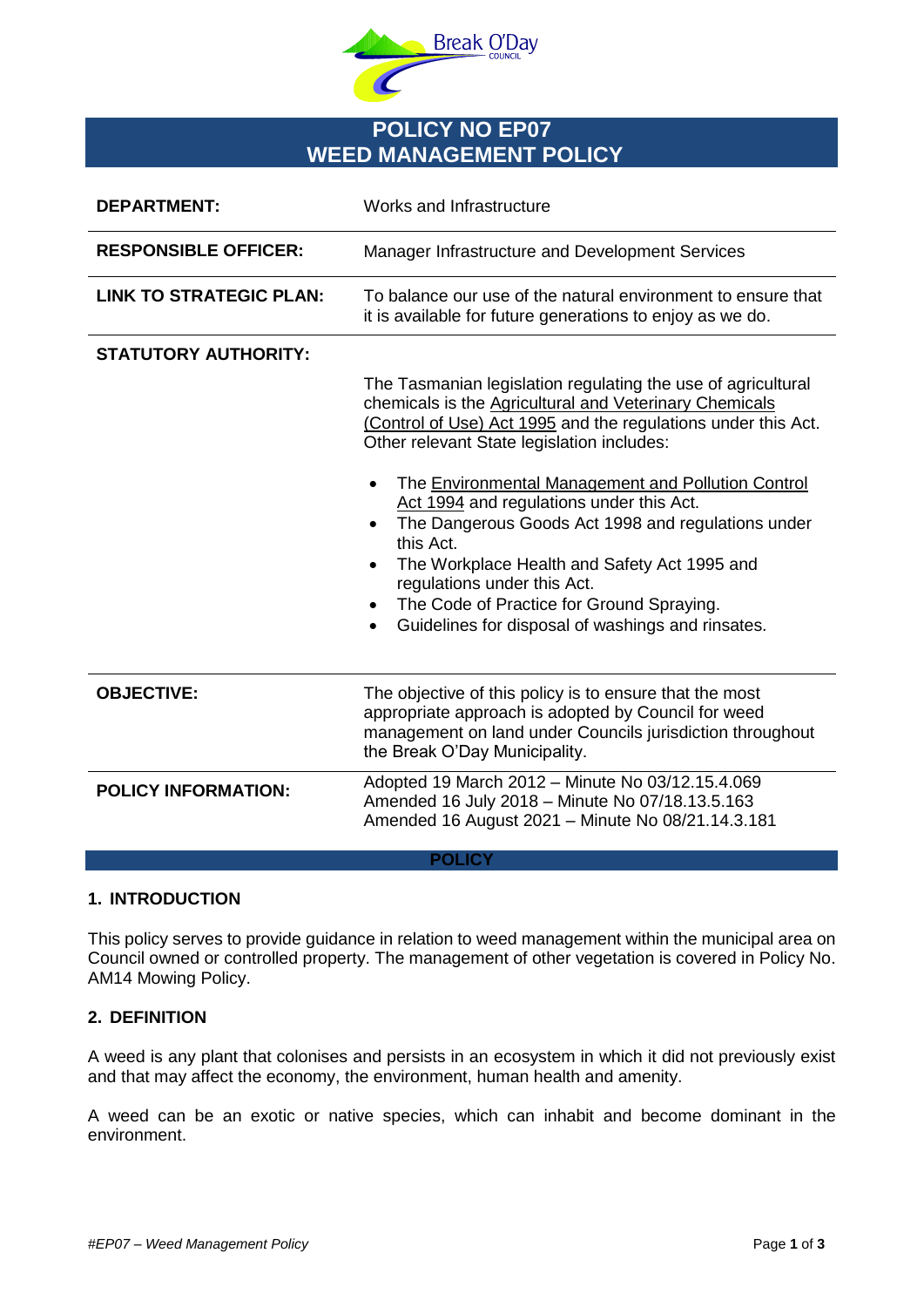# POLICY NO EP07
# WEED MANAGEMENT POLICY

| | |
|---|---|
| **DEPARTMENT:** | Works and Infrastructure |
| **RESPONSIBLE OFFICER:** | Manager Infrastructure and Development Services |
| **LINK TO STRATEGIC PLAN:** | To balance our use of the natural environment to ensure that it is available for future generations to enjoy as we do. |
| **STATUTORY AUTHORITY:** | The Tasmanian legislation regulating the use of agricultural chemicals is the Agricultural and Veterinary Chemicals (Control of Use) Act 1995 and the regulations under this Act. Other relevant State legislation includes:<br>• The Environmental Management and Pollution Control Act 1994 and regulations under this Act.<br>• The Dangerous Goods Act 1998 and regulations under this Act.<br>• The Workplace Health and Safety Act 1995 and regulations under this Act.<br>• The Code of Practice for Ground Spraying.<br>• Guidelines for disposal of washings and rinsates. |
| **OBJECTIVE:** | The objective of this policy is to ensure that the most appropriate approach is adopted by Council for weed management on land under Councils jurisdiction throughout the Break O'Day Municipality. |
| **POLICY INFORMATION:** | Adopted 19 March 2012 – Minute No 03/12.15.4.069<br>Amended 16 July 2018 – Minute No 07/18.13.5.163<br>Amended 16 August 2021 – Minute No 08/21.14.3.181 |

## POLICY

### 1. INTRODUCTION

This policy serves to provide guidance in relation to weed management within the municipal area on Council owned or controlled property. The management of other vegetation is covered in Policy No. AM14 Mowing Policy.

### 2. DEFINITION

A weed is any plant that colonises and persists in an ecosystem in which it did not previously exist and that may affect the economy, the environment, human health and amenity.

A weed can be an exotic or native species, which can inhabit and become dominant in the environment.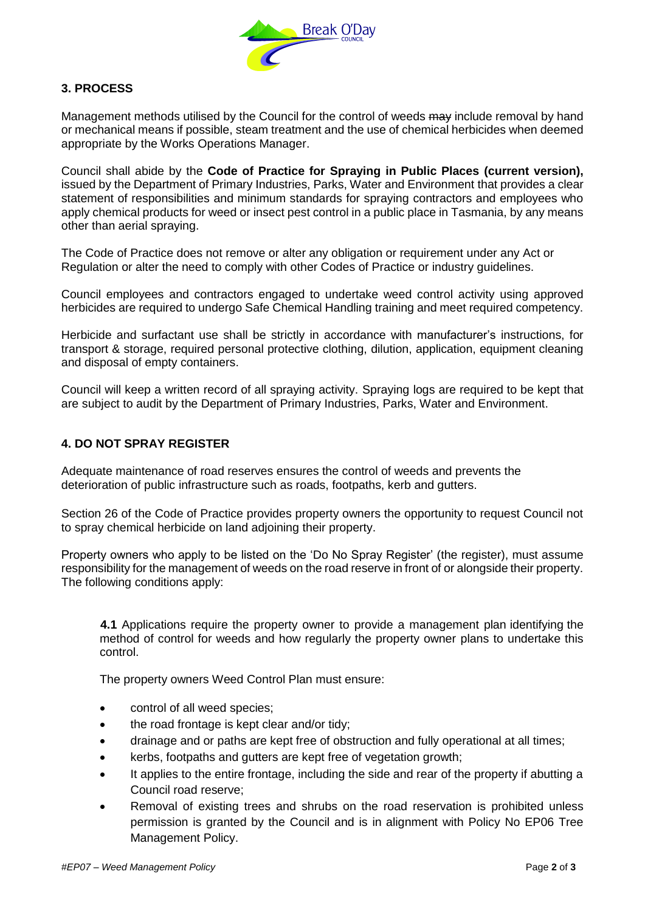## 3. PROCESS

Management methods utilised by the Council for the control of weeds ~~may~~ include removal by hand or mechanical means if possible, steam treatment and the use of chemical herbicides when deemed appropriate by the Works Operations Manager.

Council shall abide by the **Code of Practice for Spraying in Public Places (current version),** issued by the Department of Primary Industries, Parks, Water and Environment that provides a clear statement of responsibilities and minimum standards for spraying contractors and employees who apply chemical products for weed or insect pest control in a public place in Tasmania, by any means other than aerial spraying.

The Code of Practice does not remove or alter any obligation or requirement under any Act or Regulation or alter the need to comply with other Codes of Practice or industry guidelines.

Council employees and contractors engaged to undertake weed control activity using approved herbicides are required to undergo Safe Chemical Handling training and meet required competency.

Herbicide and surfactant use shall be strictly in accordance with manufacturer's instructions, for transport & storage, required personal protective clothing, dilution, application, equipment cleaning and disposal of empty containers.

Council will keep a written record of all spraying activity. Spraying logs are required to be kept that are subject to audit by the Department of Primary Industries, Parks, Water and Environment.

## 4. DO NOT SPRAY REGISTER

Adequate maintenance of road reserves ensures the control of weeds and prevents the deterioration of public infrastructure such as roads, footpaths, kerb and gutters.

Section 26 of the Code of Practice provides property owners the opportunity to request Council not to spray chemical herbicide on land adjoining their property.

Property owners who apply to be listed on the 'Do No Spray Register' (the register), must assume responsibility for the management of weeds on the road reserve in front of or alongside their property. The following conditions apply:

**4.1** Applications require the property owner to provide a management plan identifying the method of control for weeds and how regularly the property owner plans to undertake this control.

The property owners Weed Control Plan must ensure:

- control of all weed species;
- the road frontage is kept clear and/or tidy;
- drainage and or paths are kept free of obstruction and fully operational at all times;
- kerbs, footpaths and gutters are kept free of vegetation growth;
- It applies to the entire frontage, including the side and rear of the property if abutting a Council road reserve;
- Removal of existing trees and shrubs on the road reservation is prohibited unless permission is granted by the Council and is in alignment with Policy No EP06 Tree Management Policy.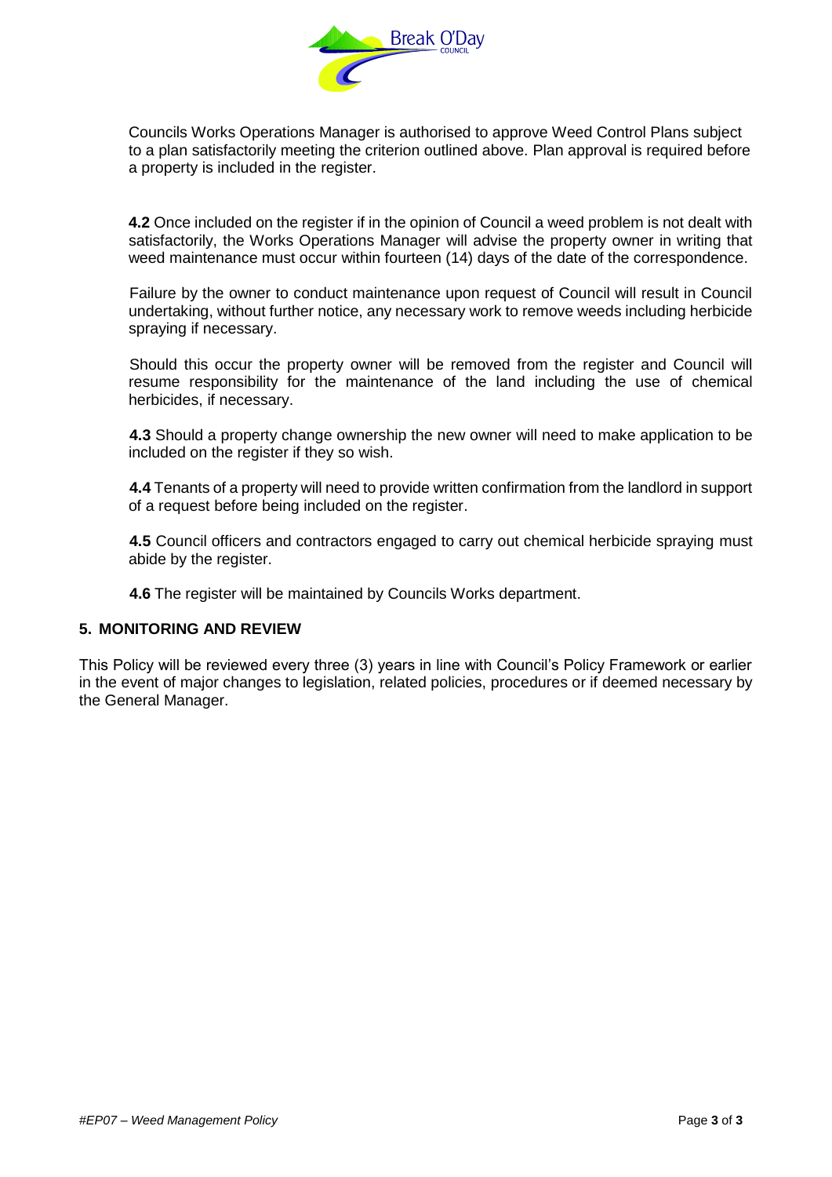Councils Works Operations Manager is authorised to approve Weed Control Plans subject to a plan satisfactorily meeting the criterion outlined above. Plan approval is required before a property is included in the register.

**4.2** Once included on the register if in the opinion of Council a weed problem is not dealt with satisfactorily, the Works Operations Manager will advise the property owner in writing that weed maintenance must occur within fourteen (14) days of the date of the correspondence.

Failure by the owner to conduct maintenance upon request of Council will result in Council undertaking, without further notice, any necessary work to remove weeds including herbicide spraying if necessary.

Should this occur the property owner will be removed from the register and Council will resume responsibility for the maintenance of the land including the use of chemical herbicides, if necessary.

**4.3** Should a property change ownership the new owner will need to make application to be included on the register if they so wish.

**4.4** Tenants of a property will need to provide written confirmation from the landlord in support of a request before being included on the register.

**4.5** Council officers and contractors engaged to carry out chemical herbicide spraying must abide by the register.

**4.6** The register will be maintained by Councils Works department.

## 5. MONITORING AND REVIEW

This Policy will be reviewed every three (3) years in line with Council's Policy Framework or earlier in the event of major changes to legislation, related policies, procedures or if deemed necessary by the General Manager.